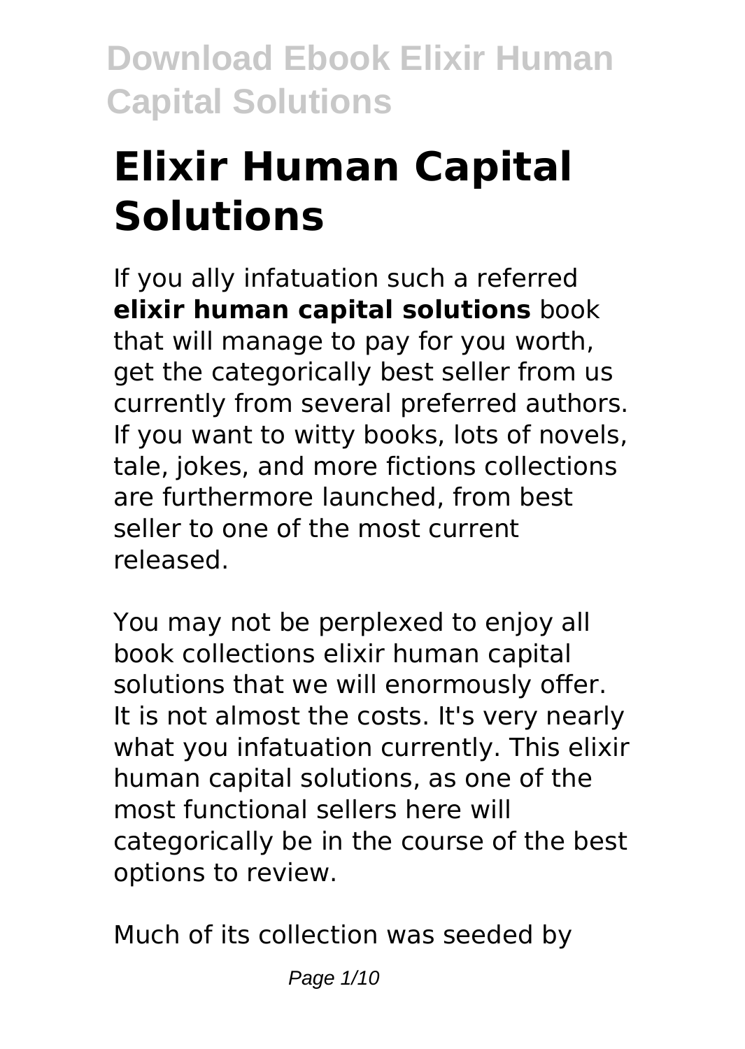# Elixir Human Capital Solutions

If you ally infatuation such a referred **elixir human capital solutions** book that will manage to pay for you worth, get the categorically best seller from us currently from several preferred authors. If you want to witty books, lots of novels, tale, jokes, and more fictions collections are furthermore launched, from best seller to one of the most current released.

You may not be perplexed to enjoy all book collections elixir human capital solutions that we will enormously offer. It is not almost the costs. It's very nearly what you infatuation currently. This elixir human capital solutions, as one of the most functional sellers here will categorically be in the course of the best options to review.

Much of its collection was seeded by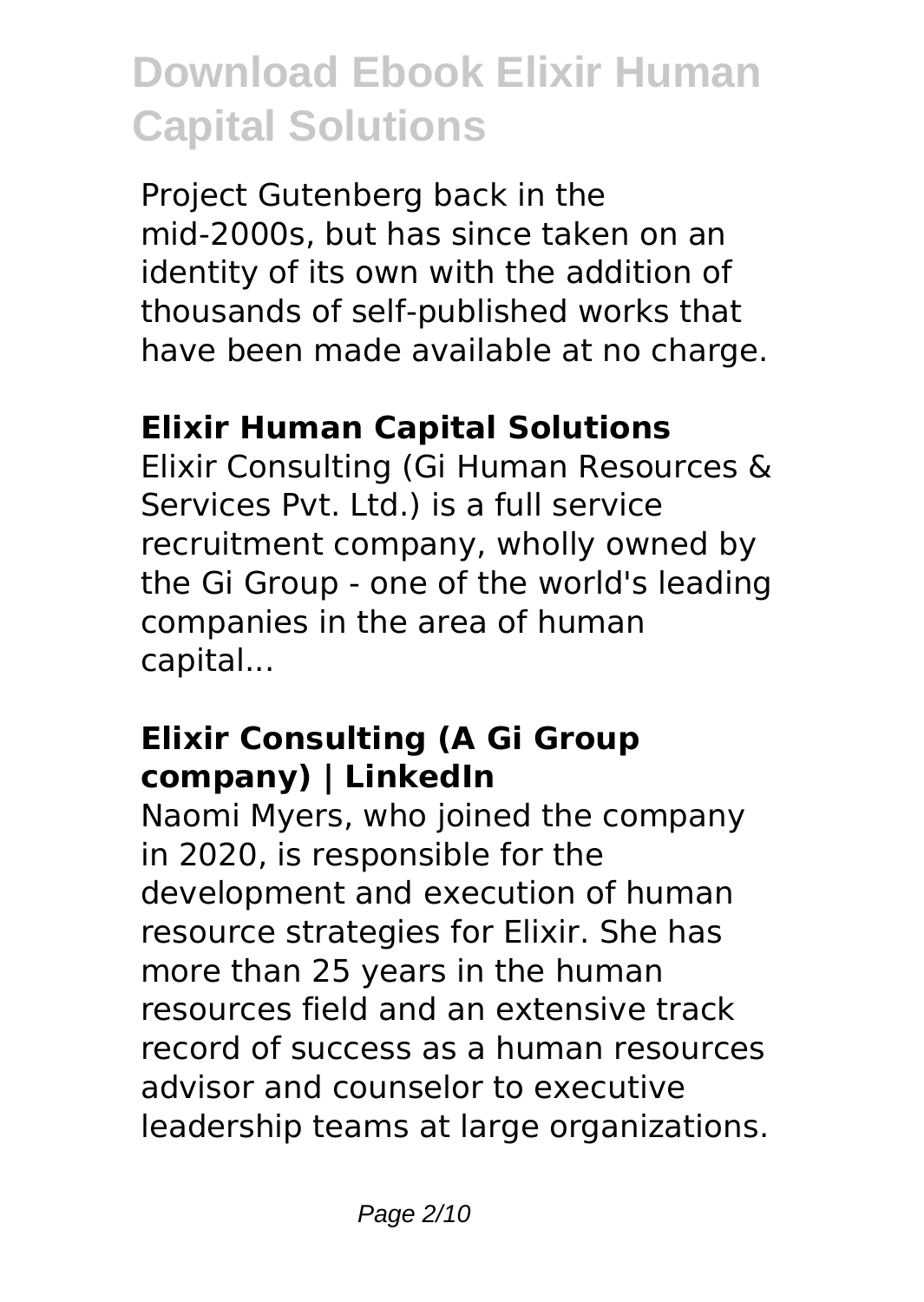Project Gutenberg back in the mid-2000s, but has since taken on an identity of its own with the addition of thousands of self-published works that have been made available at no charge.

## Elixir Human Capital Solutions

Elixir Consulting (Gi Human Resources & Services Pvt. Ltd.) is a full service recruitment company, wholly owned by the Gi Group - one of the world's leading companies in the area of human capital...

## Elixir Consulting (A Gi Group company) | LinkedIn

Naomi Myers, who joined the company in 2020, is responsible for the development and execution of human resource strategies for Elixir. She has more than 25 years in the human resources field and an extensive track record of success as a human resources advisor and counselor to executive leadership teams at large organizations.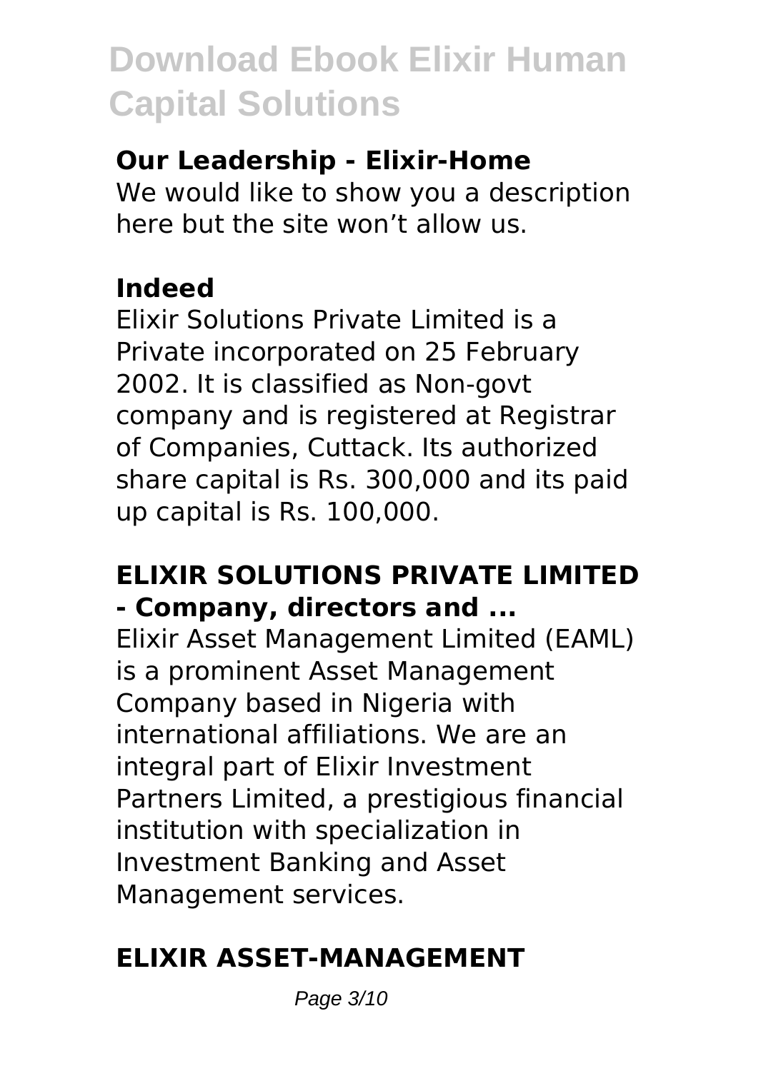### Our Leadership - Elixir-Home

We would like to show you a description here but the site won't allow us.

### Indeed

Elixir Solutions Private Limited is a Private incorporated on 25 February 2002. It is classified as Non-govt company and is registered at Registrar of Companies, Cuttack. Its authorized share capital is Rs. 300,000 and its paid up capital is Rs. 100,000.

### ELIXIR SOLUTIONS PRIVATE LIMITED - Company, directors and ...

Elixir Asset Management Limited (EAML) is a prominent Asset Management Company based in Nigeria with international affiliations. We are an integral part of Elixir Investment Partners Limited, a prestigious financial institution with specialization in Investment Banking and Asset Management services.

### ELIXIR ASSET-MANAGEMENT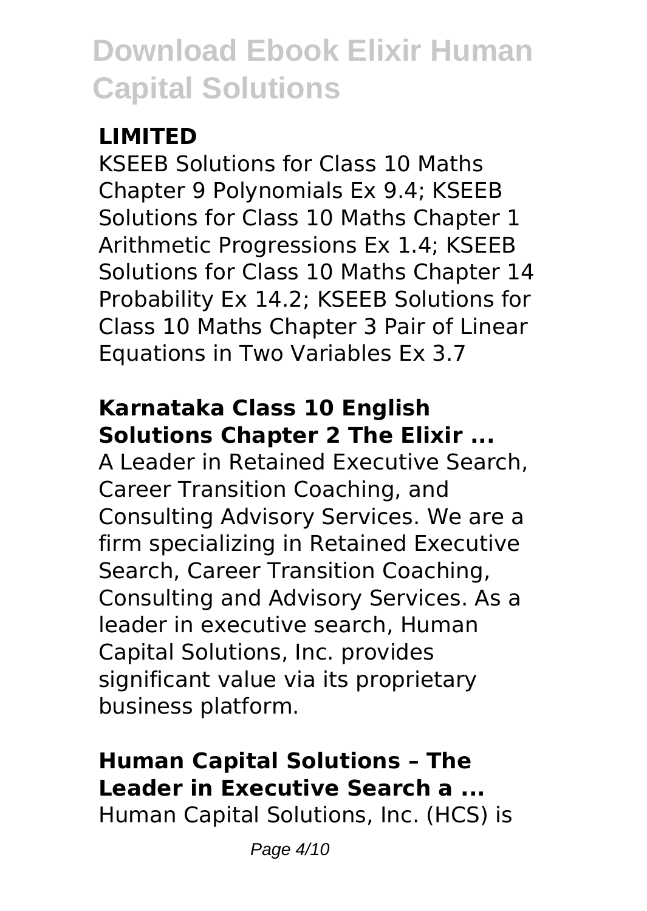### LIMITED

KSEEB Solutions for Class 10 Maths Chapter 9 Polynomials Ex 9.4; KSEEB Solutions for Class 10 Maths Chapter 1 Arithmetic Progressions Ex 1.4; KSEEB Solutions for Class 10 Maths Chapter 14 Probability Ex 14.2; KSEEB Solutions for Class 10 Maths Chapter 3 Pair of Linear Equations in Two Variables Ex 3.7

### Karnataka Class 10 English Solutions Chapter 2 The Elixir ...

A Leader in Retained Executive Search, Career Transition Coaching, and Consulting Advisory Services. We are a firm specializing in Retained Executive Search, Career Transition Coaching, Consulting and Advisory Services. As a leader in executive search, Human Capital Solutions, Inc. provides significant value via its proprietary business platform.

### Human Capital Solutions – The Leader in Executive Search a ...

Human Capital Solutions, Inc. (HCS) is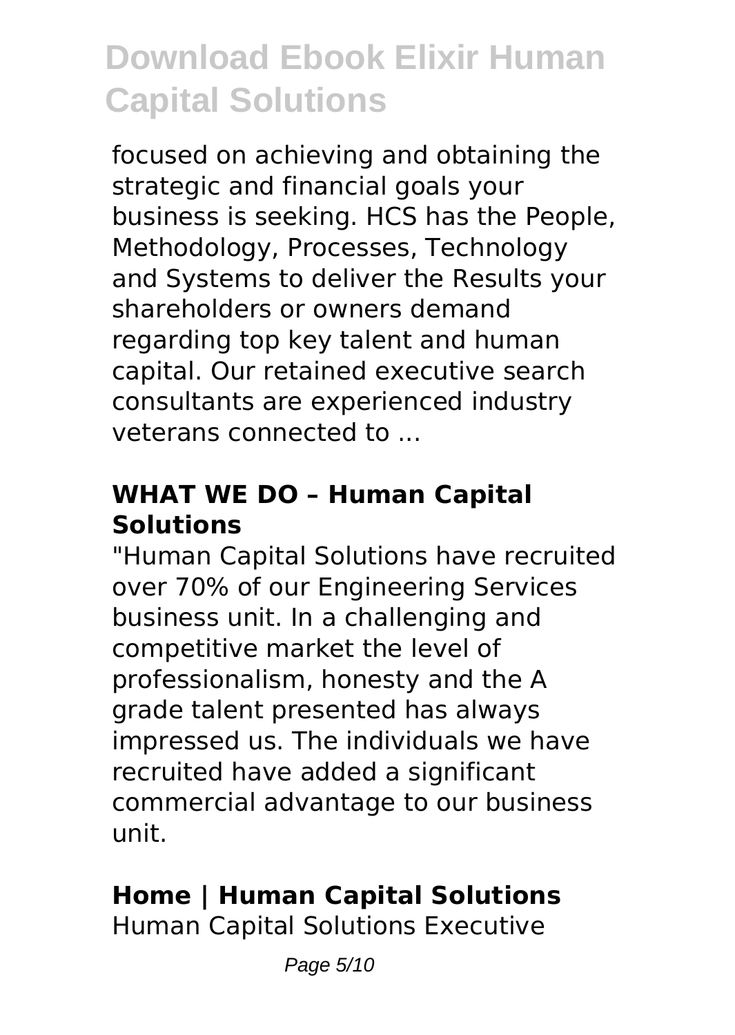focused on achieving and obtaining the strategic and financial goals your business is seeking. HCS has the People, Methodology, Processes, Technology and Systems to deliver the Results your shareholders or owners demand regarding top key talent and human capital. Our retained executive search consultants are experienced industry veterans connected to ...

### WHAT WE DO – Human Capital Solutions

"Human Capital Solutions have recruited over 70% of our Engineering Services business unit. In a challenging and competitive market the level of professionalism, honesty and the A grade talent presented has always impressed us. The individuals we have recruited have added a significant commercial advantage to our business unit.

### Home | Human Capital Solutions

Human Capital Solutions Executive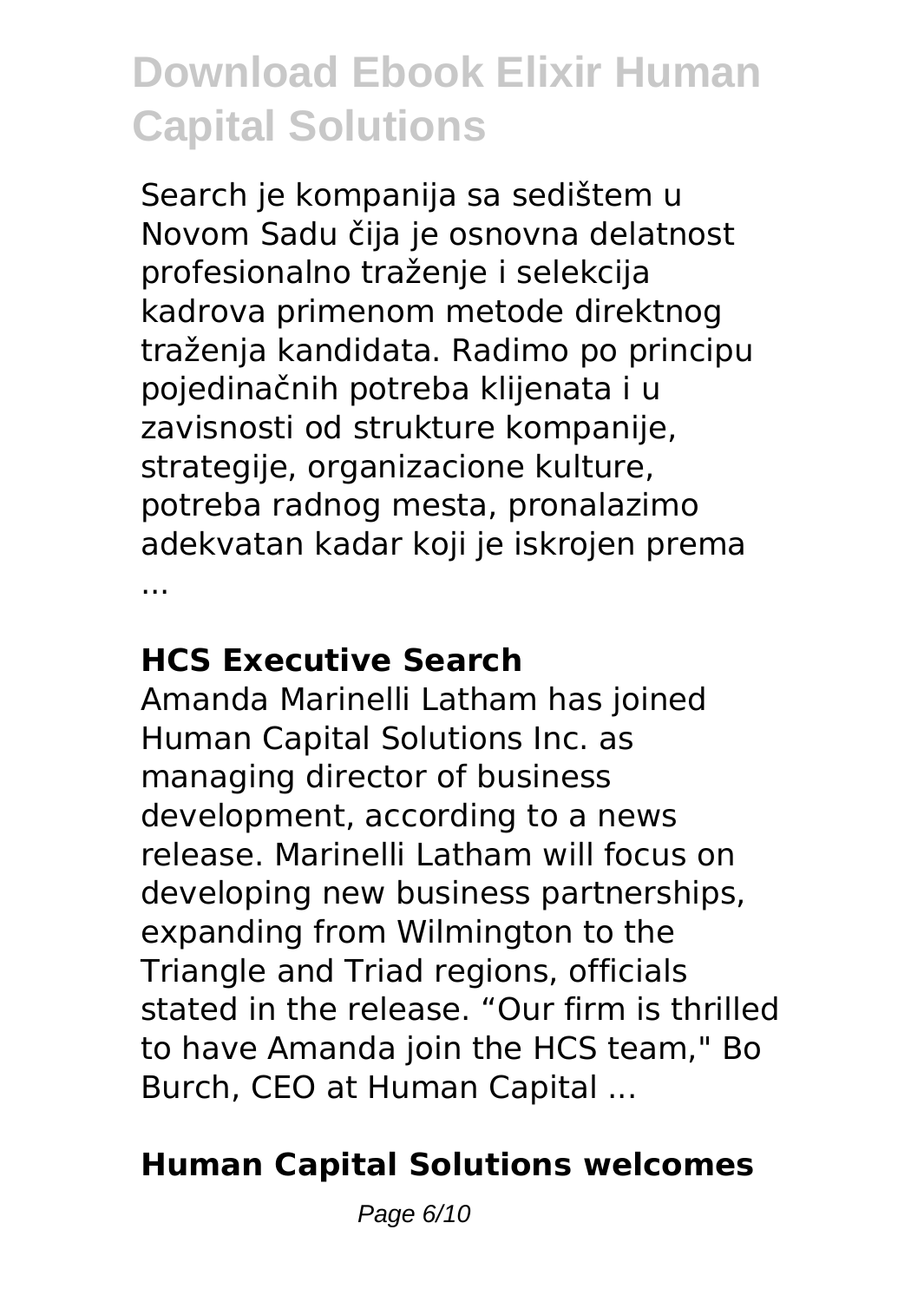Search je kompanija sa sedištem u Novom Sadu čija je osnovna delatnost profesionalno traženje i selekcija kadrova primenom metode direktnog traženja kandidata. Radimo po principu pojedinačnih potreba klijenata i u zavisnosti od strukture kompanije, strategije, organizacione kulture, potreba radnog mesta, pronalazimo adekvatan kadar koji je iskrojen prema ...

**HCS Executive Search**

Amanda Marinelli Latham has joined Human Capital Solutions Inc. as managing director of business development, according to a news release. Marinelli Latham will focus on developing new business partnerships, expanding from Wilmington to the Triangle and Triad regions, officials stated in the release. “Our firm is thrilled to have Amanda join the HCS team," Bo Burch, CEO at Human Capital ...

**Human Capital Solutions welcomes**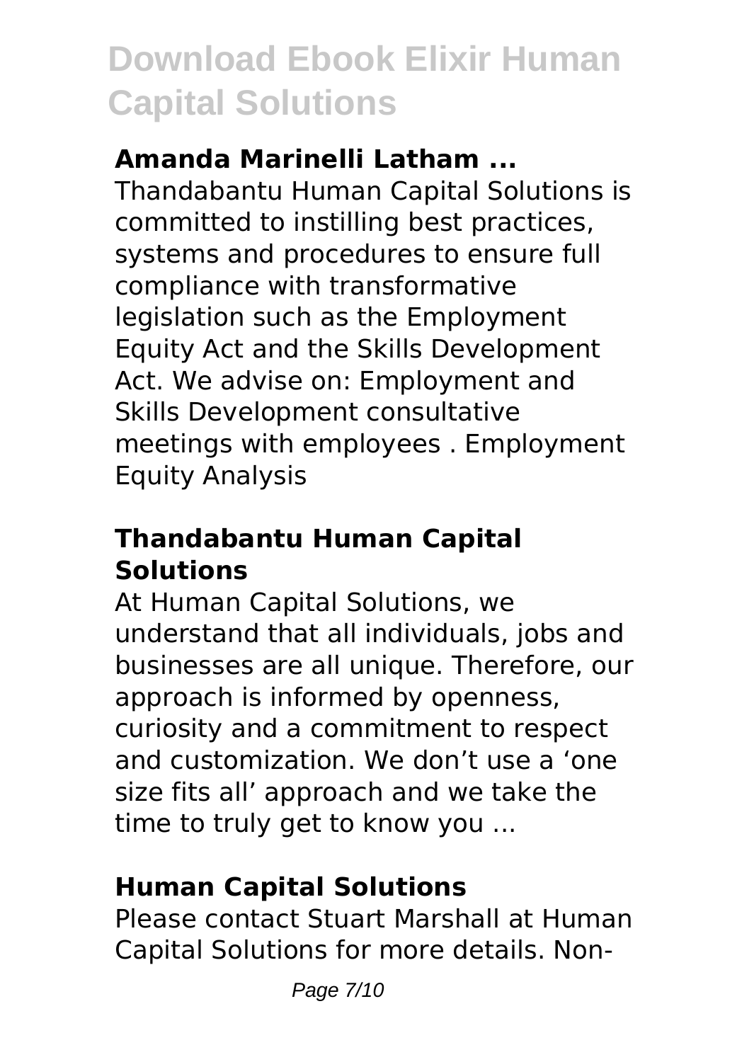### Amanda Marinelli Latham ...

Thandabantu Human Capital Solutions is committed to instilling best practices, systems and procedures to ensure full compliance with transformative legislation such as the Employment Equity Act and the Skills Development Act. We advise on: Employment and Skills Development consultative meetings with employees . Employment Equity Analysis

### Thandabantu Human Capital Solutions

At Human Capital Solutions, we understand that all individuals, jobs and businesses are all unique. Therefore, our approach is informed by openness, curiosity and a commitment to respect and customization. We don't use a 'one size fits all' approach and we take the time to truly get to know you ...

### Human Capital Solutions

Please contact Stuart Marshall at Human Capital Solutions for more details. Non-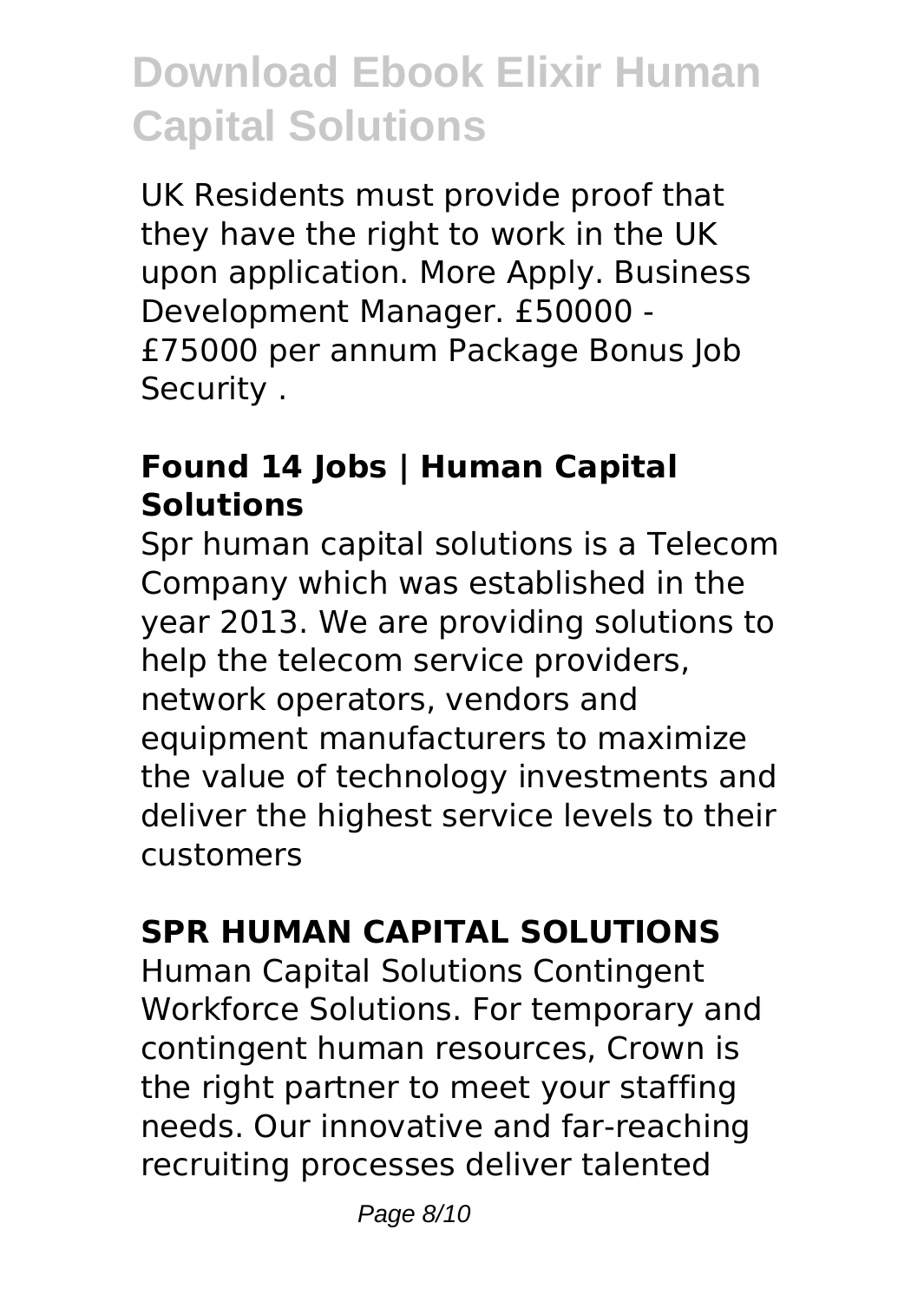UK Residents must provide proof that they have the right to work in the UK upon application. More Apply. Business Development Manager. £50000 - £75000 per annum Package Bonus Job Security .

## Found 14 Jobs | Human Capital Solutions

Spr human capital solutions is a Telecom Company which was established in the year 2013. We are providing solutions to help the telecom service providers, network operators, vendors and equipment manufacturers to maximize the value of technology investments and deliver the highest service levels to their customers

## SPR HUMAN CAPITAL SOLUTIONS

Human Capital Solutions Contingent Workforce Solutions. For temporary and contingent human resources, Crown is the right partner to meet your staffing needs. Our innovative and far-reaching recruiting processes deliver talented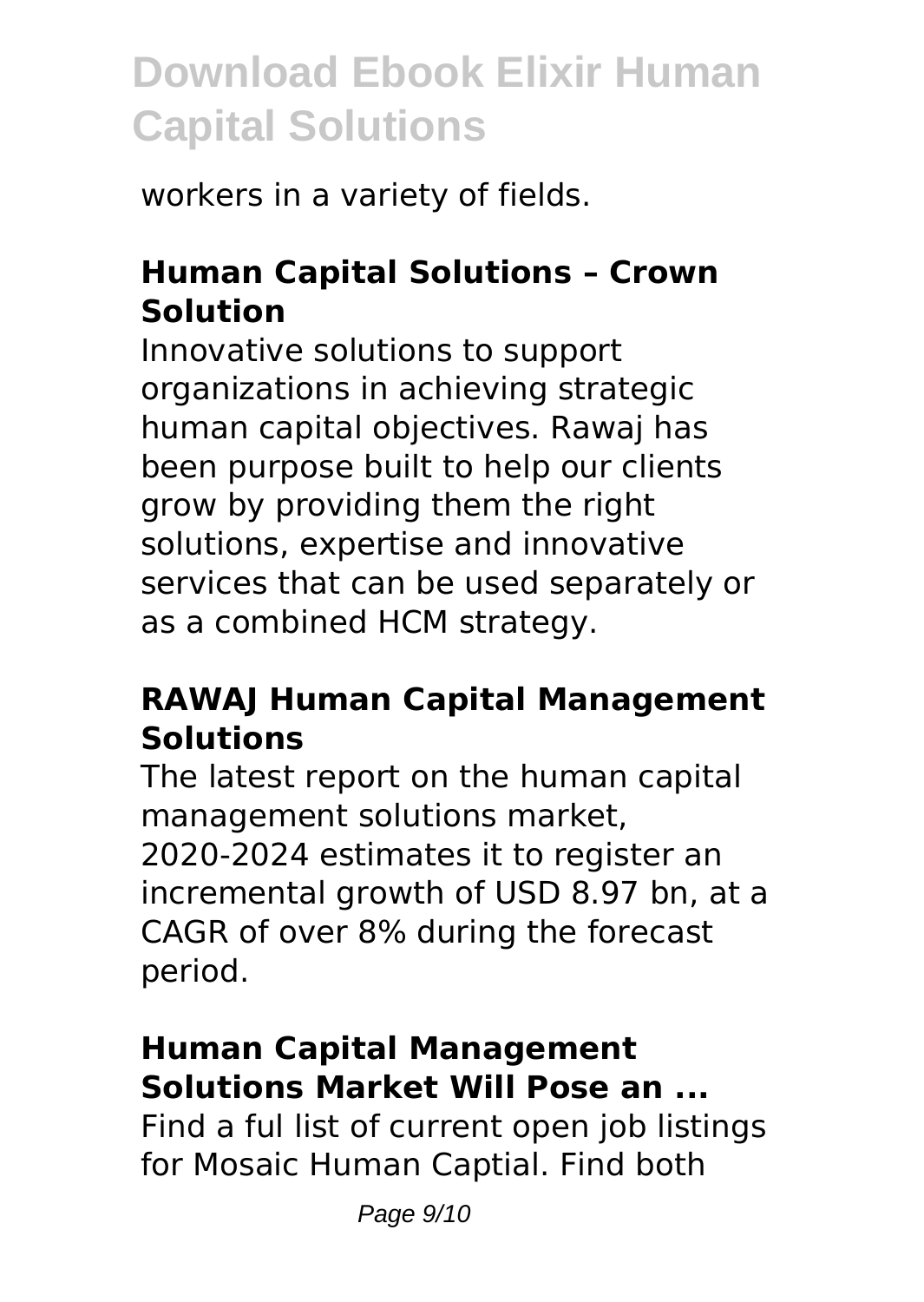workers in a variety of fields.

### Human Capital Solutions – Crown Solution

Innovative solutions to support organizations in achieving strategic human capital objectives. Rawaj has been purpose built to help our clients grow by providing them the right solutions, expertise and innovative services that can be used separately or as a combined HCM strategy.

### RAWAJ Human Capital Management Solutions

The latest report on the human capital management solutions market, 2020-2024 estimates it to register an incremental growth of USD 8.97 bn, at a CAGR of over 8% during the forecast period.

### Human Capital Management Solutions Market Will Pose an ...

Find a ful list of current open job listings for Mosaic Human Captial. Find both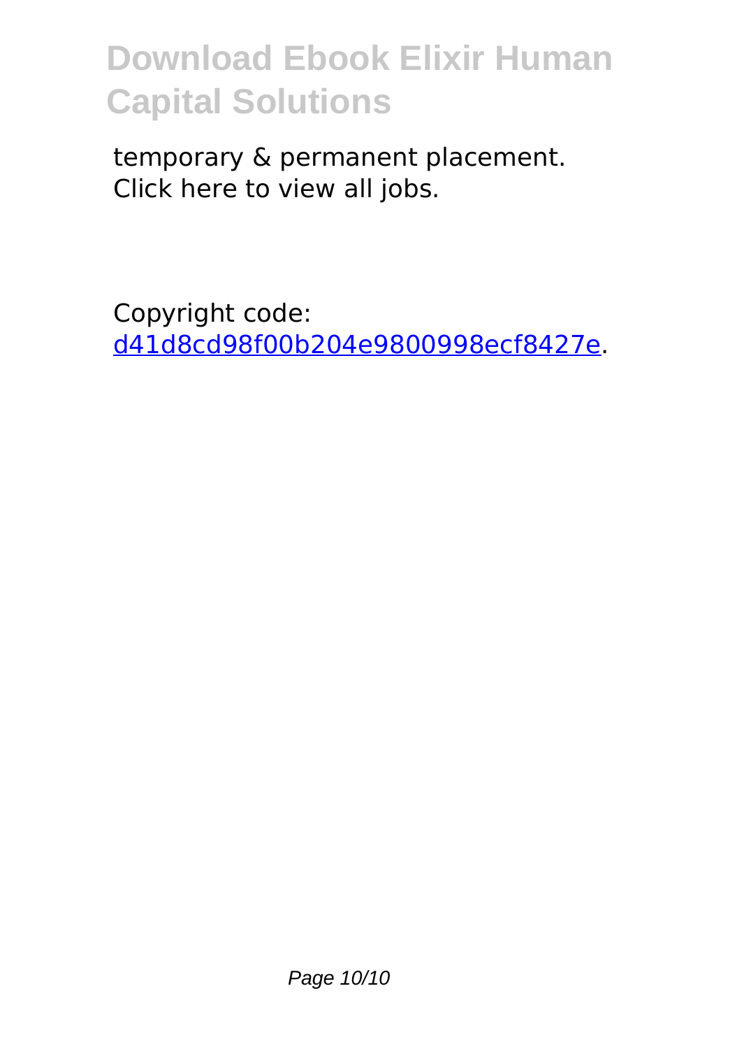temporary & permanent placement. Click here to view all jobs.

Copyright code: d41d8cd98f00b204e9800998ecf8427e.